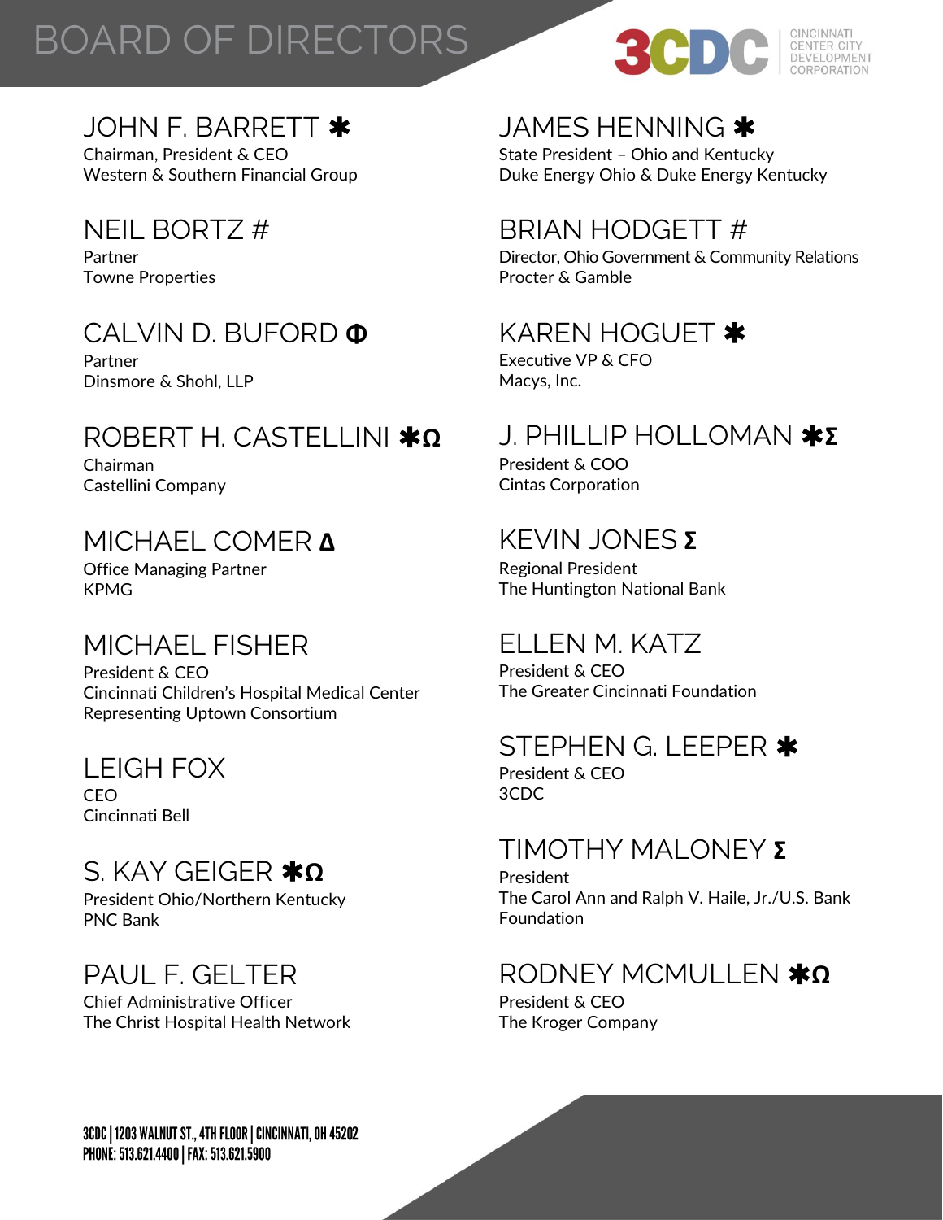# BOARD OF DIRECTORS

3CDC CINCINNATI CENTER CITY DEVELOPMENT CORPORATION

### JOHN F. BARRETT ✱
Chairman, President & CEO
Western & Southern Financial Group

### NEIL BORTZ #
Partner
Towne Properties

### CALVIN D. BUFORD Φ
Partner
Dinsmore & Shohl, LLP

### ROBERT H. CASTELLINI ✱Ω
Chairman
Castellini Company

### MICHAEL COMER Δ
Office Managing Partner
KPMG

### MICHAEL FISHER
President & CEO
Cincinnati Children's Hospital Medical Center
Representing Uptown Consortium

### LEIGH FOX
CEO
Cincinnati Bell

### S. KAY GEIGER ✱Ω
President Ohio/Northern Kentucky
PNC Bank

### PAUL F. GELTER
Chief Administrative Officer
The Christ Hospital Health Network

### JAMES HENNING ✱
State President – Ohio and Kentucky
Duke Energy Ohio & Duke Energy Kentucky

### BRIAN HODGETT #
Director, Ohio Government & Community Relations
Procter & Gamble

### KAREN HOGUET ✱
Executive VP & CFO
Macys, Inc.

### J. PHILLIP HOLLOMAN ✱Σ
President & COO
Cintas Corporation

### KEVIN JONES Σ
Regional President
The Huntington National Bank

### ELLEN M. KATZ
President & CEO
The Greater Cincinnati Foundation

### STEPHEN G. LEEPER ✱
President & CEO
3CDC

### TIMOTHY MALONEY Σ
President
The Carol Ann and Ralph V. Haile, Jr./U.S. Bank Foundation

### RODNEY MCMULLEN ✱Ω
President & CEO
The Kroger Company

3CDC | 1203 WALNUT ST., 4TH FLOOR | CINCINNATI, OH 45202
PHONE: 513.621.4400 | FAX: 513.621.5900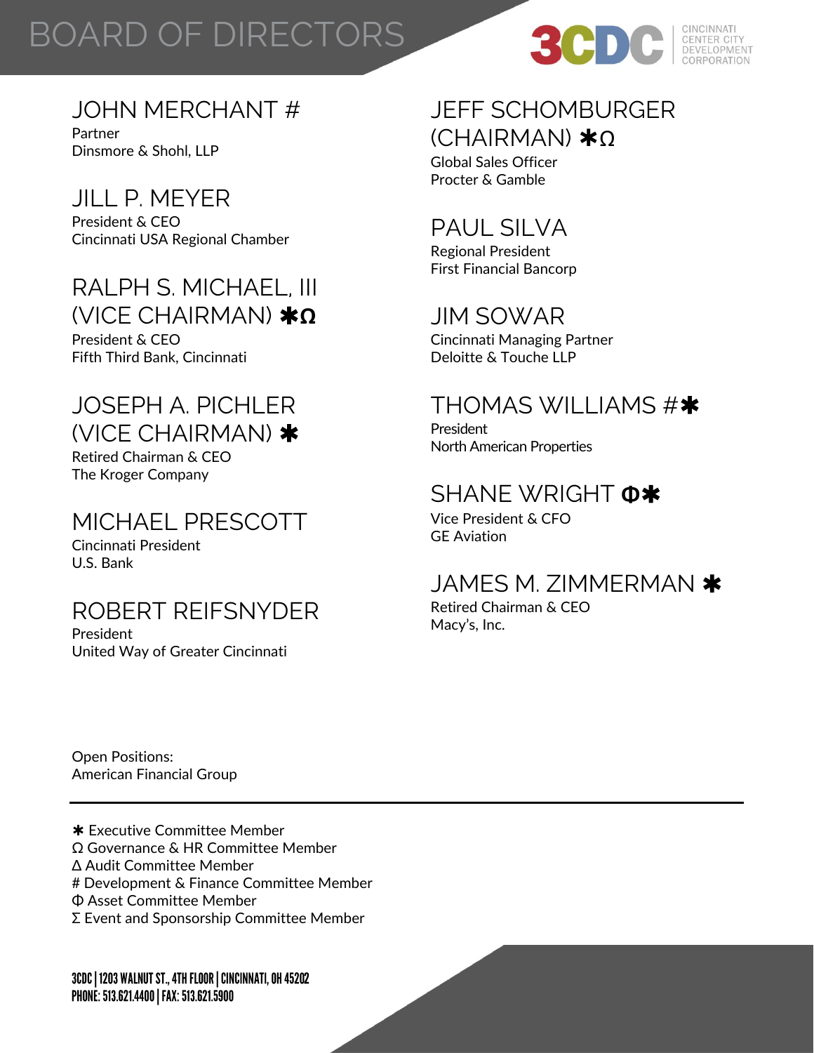# BOARD OF DIRECTORS

CINCINNATI CENTER CITY DEVELOPMENT CORPORATION

### JOHN MERCHANT #
Partner
Dinsmore & Shohl, LLP

### JILL P. MEYER
President & CEO
Cincinnati USA Regional Chamber

### RALPH S. MICHAEL, III (VICE CHAIRMAN) ✱Ω
President & CEO
Fifth Third Bank, Cincinnati

### JOSEPH A. PICHLER (VICE CHAIRMAN) ✱
Retired Chairman & CEO
The Kroger Company

### MICHAEL PRESCOTT
Cincinnati President
U.S. Bank

### ROBERT REIFSNYDER
President
United Way of Greater Cincinnati

### JEFF SCHOMBURGER (CHAIRMAN) ✱Ω
Global Sales Officer
Procter & Gamble

### PAUL SILVA
Regional President
First Financial Bancorp

### JIM SOWAR
Cincinnati Managing Partner
Deloitte & Touche LLP

### THOMAS WILLIAMS #✱
President
North American Properties

### SHANE WRIGHT Φ✱
Vice President & CFO
GE Aviation

### JAMES M. ZIMMERMAN ✱
Retired Chairman & CEO
Macy's, Inc.

Open Positions:
American Financial Group

---

✱ Executive Committee Member
Ω Governance & HR Committee Member
Δ Audit Committee Member
# Development & Finance Committee Member
Φ Asset Committee Member
Σ Event and Sponsorship Committee Member

3CDC | 1203 WALNUT ST., 4TH FLOOR | CINCINNATI, OH 45202
PHONE: 513.621.4400 | FAX: 513.621.5900